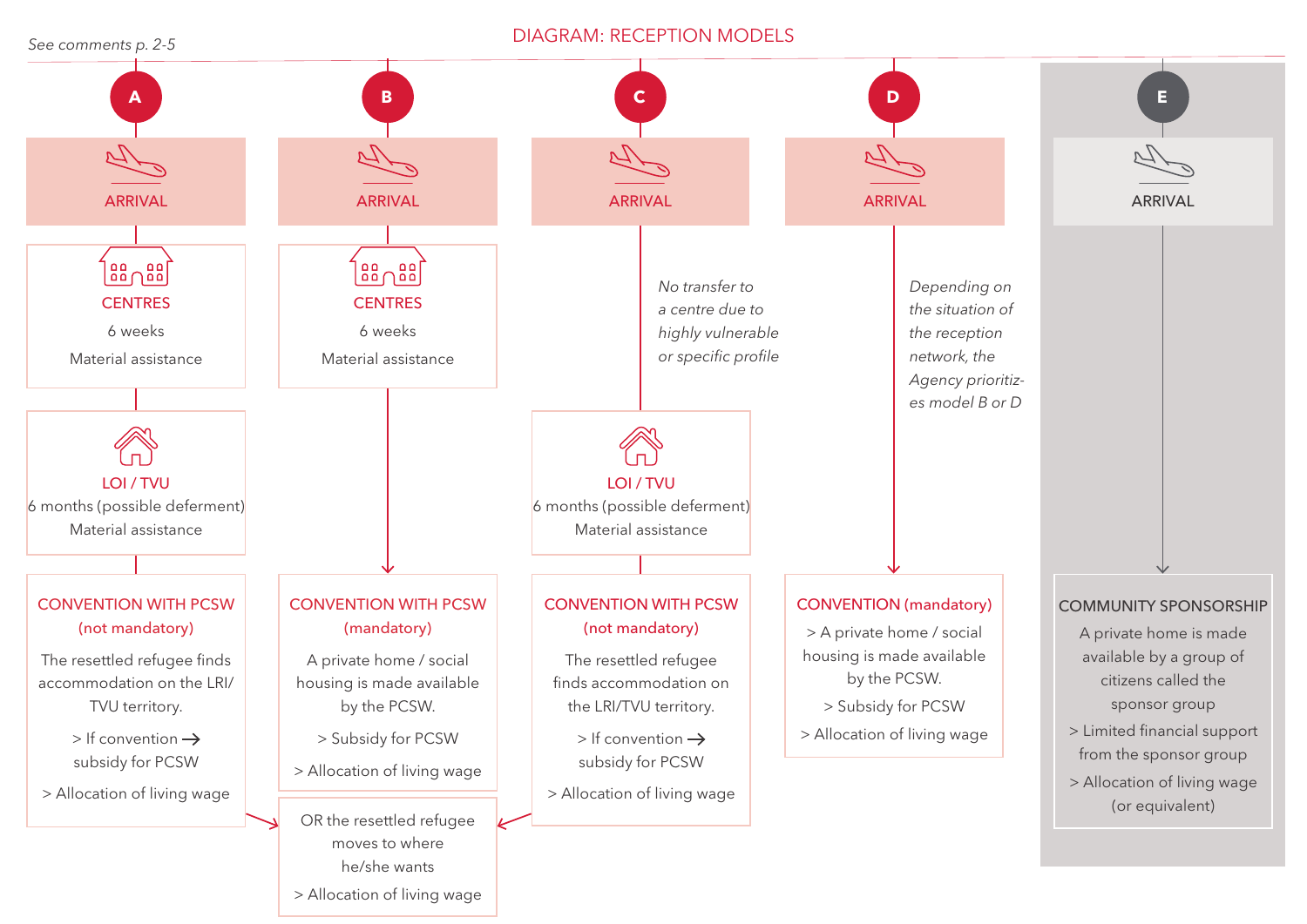*See comments p. 2-5*

# DIAGRAM: RECEPTION MODELS

## A

ARRIVAL

**CENTRES**
6 weeks
Material assistance

**LOI / TVU**
6 months (possible deferment)
Material assistance

**CONVENTION WITH PCSW (not mandatory)**
The resettled refugee finds accommodation on the LRI/ TVU territory.
> If convention → subsidy for PCSW
> Allocation of living wage

## B

ARRIVAL

**CENTRES**
6 weeks
Material assistance

**CONVENTION WITH PCSW (mandatory)**
A private home / social housing is made available by the PCSW.
> Subsidy for PCSW
> Allocation of living wage

OR the resettled refugee moves to where he/she wants
> Allocation of living wage

## C

ARRIVAL

*No transfer to a centre due to highly vulnerable or specific profile*

**LOI / TVU**
6 months (possible deferment)
Material assistance

**CONVENTION WITH PCSW (not mandatory)**
The resettled refugee finds accommodation on the LRI/TVU territory.
> If convention → subsidy for PCSW
> Allocation of living wage

## D

ARRIVAL

*Depending on the situation of the reception network, the Agency prioritizes model B or D*

**CONVENTION (mandatory)**
> A private home / social housing is made available by the PCSW.
> Subsidy for PCSW
> Allocation of living wage

## E

ARRIVAL

**COMMUNITY SPONSORSHIP**
A private home is made available by a group of citizens called the sponsor group
> Limited financial support from the sponsor group
> Allocation of living wage (or equivalent)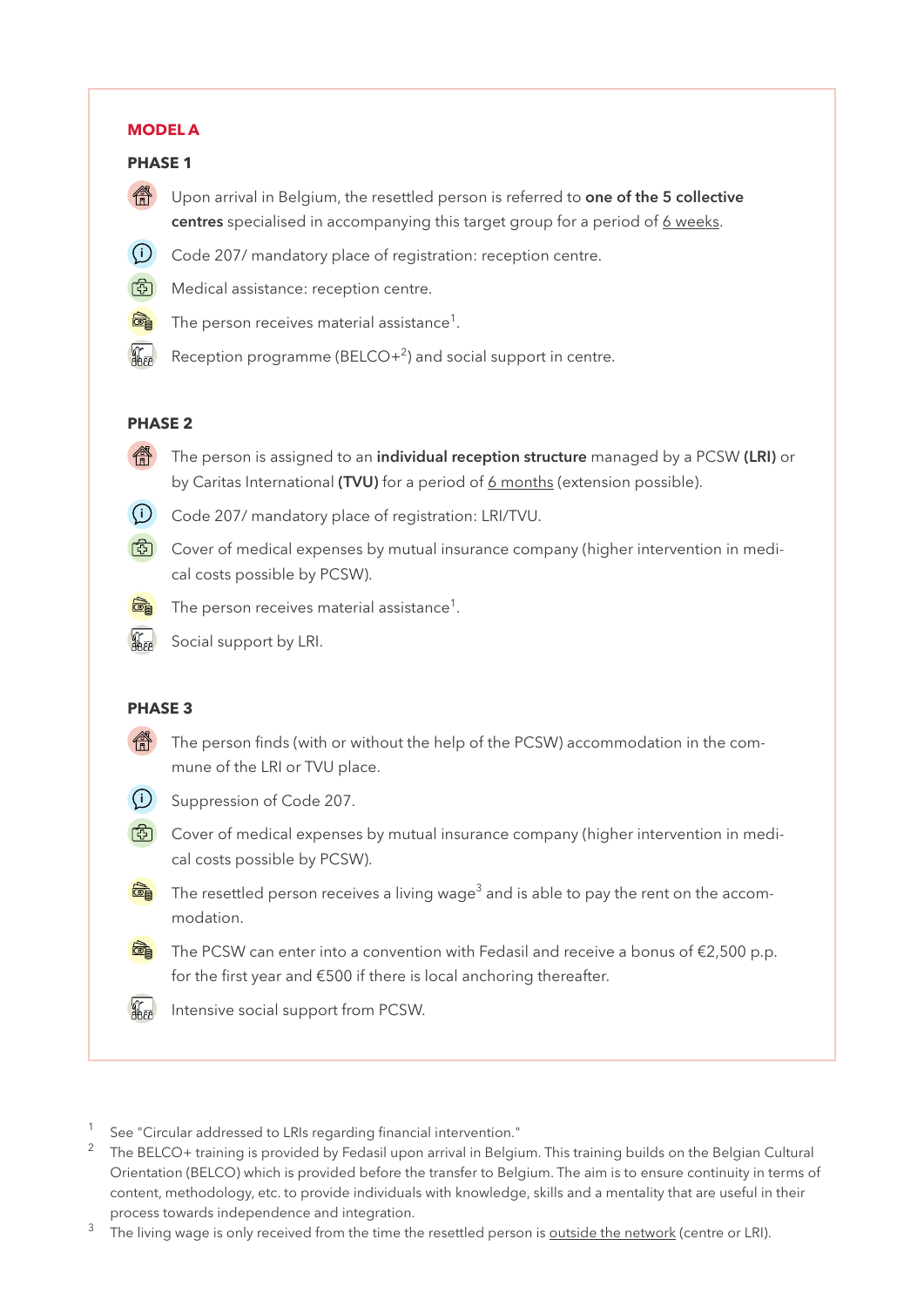## MODEL A

### PHASE 1

- Upon arrival in Belgium, the resettled person is referred to **one of the 5 collective centres** specialised in accompanying this target group for a period of 6 weeks.
- Code 207/ mandatory place of registration: reception centre.
- Medical assistance: reception centre.
- The person receives material assistance[1].
- Reception programme (BELCO+[2]) and social support in centre.

### PHASE 2

- The person is assigned to an **individual reception structure** managed by a PCSW **(LRI)** or by Caritas International **(TVU)** for a period of 6 months (extension possible).
- Code 207/ mandatory place of registration: LRI/TVU.
- Cover of medical expenses by mutual insurance company (higher intervention in medical costs possible by PCSW).
- The person receives material assistance[1].
- Social support by LRI.

### PHASE 3

- The person finds (with or without the help of the PCSW) accommodation in the commune of the LRI or TVU place.
- Suppression of Code 207.
- Cover of medical expenses by mutual insurance company (higher intervention in medical costs possible by PCSW).
- The resettled person receives a living wage[3] and is able to pay the rent on the accommodation.
- The PCSW can enter into a convention with Fedasil and receive a bonus of €2,500 p.p. for the first year and €500 if there is local anchoring thereafter.
- Intensive social support from PCSW.

---

[1] See "Circular addressed to LRIs regarding financial intervention."

[2] The BELCO+ training is provided by Fedasil upon arrival in Belgium. This training builds on the Belgian Cultural Orientation (BELCO) which is provided before the transfer to Belgium. The aim is to ensure continuity in terms of content, methodology, etc. to provide individuals with knowledge, skills and a mentality that are useful in their process towards independence and integration.

[3] The living wage is only received from the time the resettled person is outside the network (centre or LRI).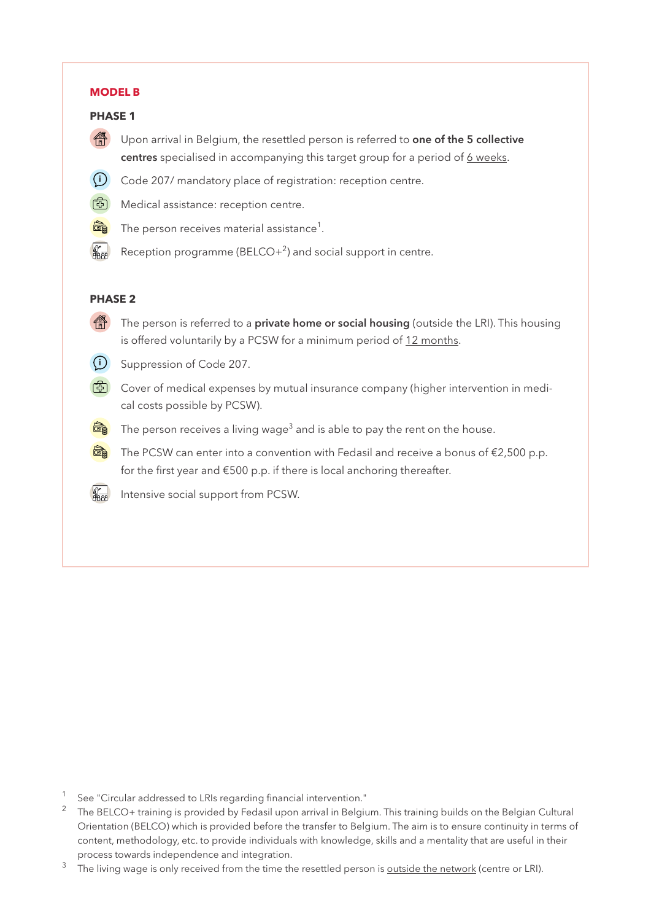**MODEL B**

**PHASE 1**

- Upon arrival in Belgium, the resettled person is referred to **one of the 5 collective centres** specialised in accompanying this target group for a period of 6 weeks.
- Code 207/ mandatory place of registration: reception centre.
- Medical assistance: reception centre.
- The person receives material assistance[1].
- Reception programme (BELCO+[2]) and social support in centre.

**PHASE 2**

- The person is referred to a **private home or social housing** (outside the LRI). This housing is offered voluntarily by a PCSW for a minimum period of 12 months.
- Suppression of Code 207.
- Cover of medical expenses by mutual insurance company (higher intervention in medical costs possible by PCSW).
- The person receives a living wage[3] and is able to pay the rent on the house.
- The PCSW can enter into a convention with Fedasil and receive a bonus of €2,500 p.p. for the first year and €500 p.p. if there is local anchoring thereafter.
- Intensive social support from PCSW.

---

[1] See "Circular addressed to LRIs regarding financial intervention."

[2] The BELCO+ training is provided by Fedasil upon arrival in Belgium. This training builds on the Belgian Cultural Orientation (BELCO) which is provided before the transfer to Belgium. The aim is to ensure continuity in terms of content, methodology, etc. to provide individuals with knowledge, skills and a mentality that are useful in their process towards independence and integration.

[3] The living wage is only received from the time the resettled person is outside the network (centre or LRI).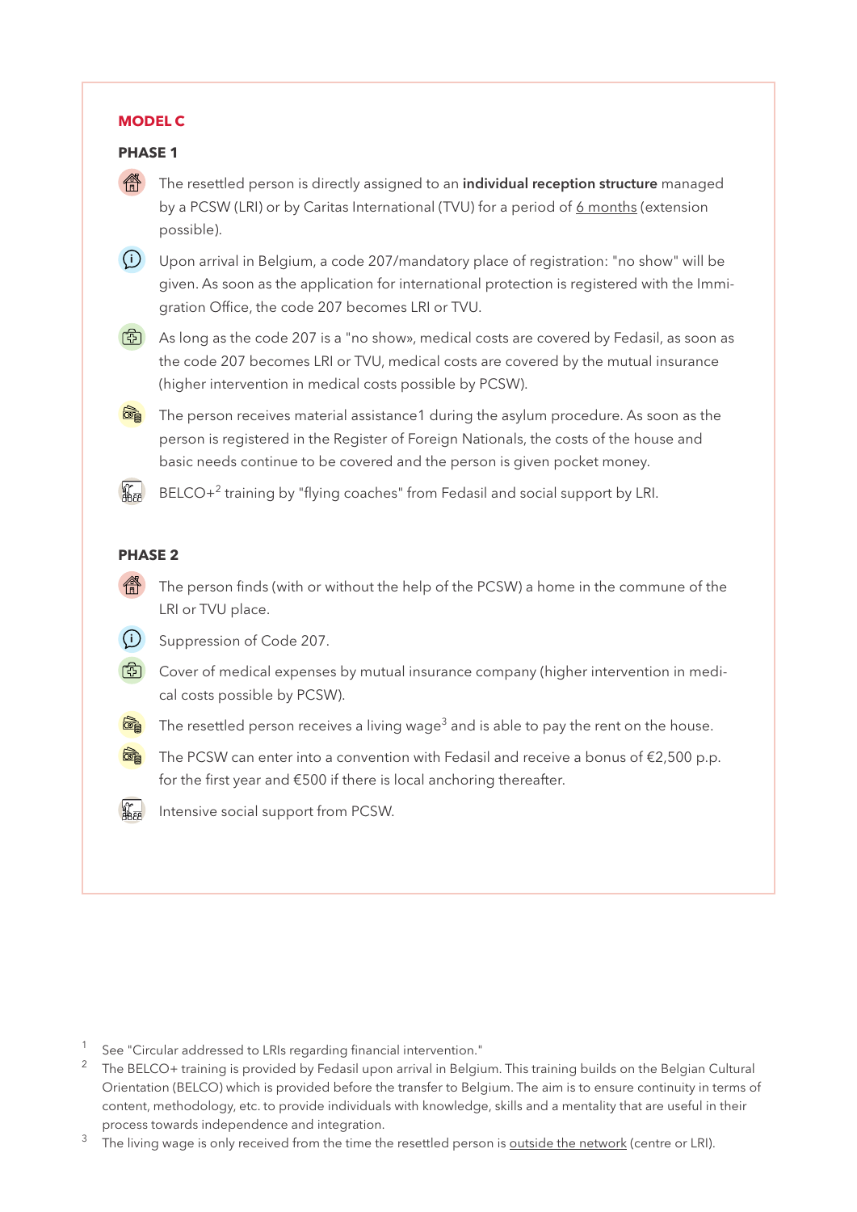**MODEL C**

**PHASE 1**

- The resettled person is directly assigned to an **individual reception structure** managed by a PCSW (LRI) or by Caritas International (TVU) for a period of 6 months (extension possible).
- Upon arrival in Belgium, a code 207/mandatory place of registration: "no show" will be given. As soon as the application for international protection is registered with the Immigration Office, the code 207 becomes LRI or TVU.
- As long as the code 207 is a "no show», medical costs are covered by Fedasil, as soon as the code 207 becomes LRI or TVU, medical costs are covered by the mutual insurance (higher intervention in medical costs possible by PCSW).
- The person receives material assistance1 during the asylum procedure. As soon as the person is registered in the Register of Foreign Nationals, the costs of the house and basic needs continue to be covered and the person is given pocket money.
- BELCO+[2] training by "flying coaches" from Fedasil and social support by LRI.

**PHASE 2**

- The person finds (with or without the help of the PCSW) a home in the commune of the LRI or TVU place.
- Suppression of Code 207.
- Cover of medical expenses by mutual insurance company (higher intervention in medical costs possible by PCSW).
- The resettled person receives a living wage[3] and is able to pay the rent on the house.
- The PCSW can enter into a convention with Fedasil and receive a bonus of €2,500 p.p. for the first year and €500 if there is local anchoring thereafter.
- Intensive social support from PCSW.

---

1 See "Circular addressed to LRIs regarding financial intervention."

2 The BELCO+ training is provided by Fedasil upon arrival in Belgium. This training builds on the Belgian Cultural Orientation (BELCO) which is provided before the transfer to Belgium. The aim is to ensure continuity in terms of content, methodology, etc. to provide individuals with knowledge, skills and a mentality that are useful in their process towards independence and integration.

3 The living wage is only received from the time the resettled person is outside the network (centre or LRI).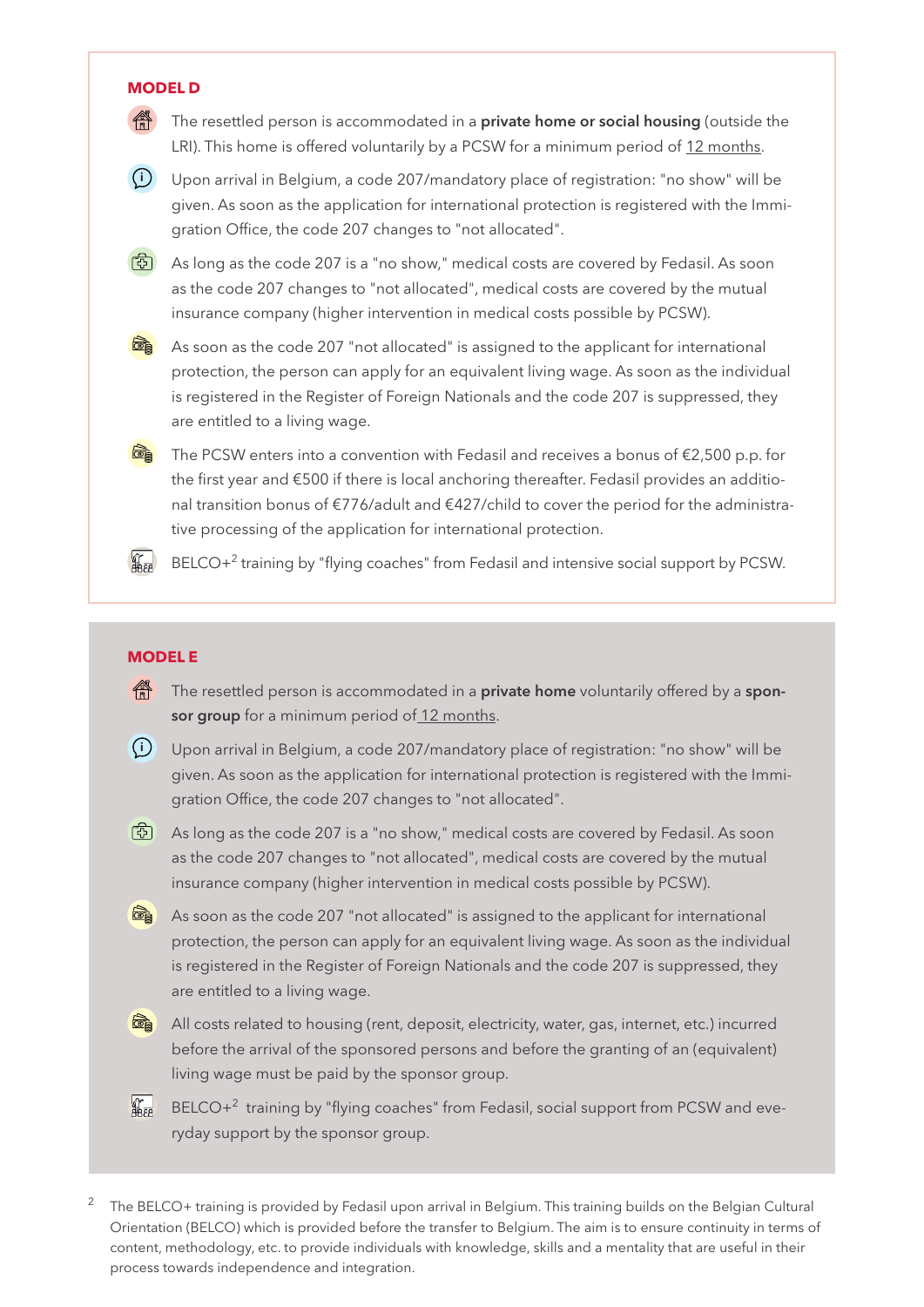## MODEL D

- The resettled person is accommodated in a **private home or social housing** (outside the LRI). This home is offered voluntarily by a PCSW for a minimum period of 12 months.
- Upon arrival in Belgium, a code 207/mandatory place of registration: "no show" will be given. As soon as the application for international protection is registered with the Immigration Office, the code 207 changes to "not allocated".
- As long as the code 207 is a "no show," medical costs are covered by Fedasil. As soon as the code 207 changes to "not allocated", medical costs are covered by the mutual insurance company (higher intervention in medical costs possible by PCSW).
- As soon as the code 207 "not allocated" is assigned to the applicant for international protection, the person can apply for an equivalent living wage. As soon as the individual is registered in the Register of Foreign Nationals and the code 207 is suppressed, they are entitled to a living wage.
- The PCSW enters into a convention with Fedasil and receives a bonus of €2,500 p.p. for the first year and €500 if there is local anchoring thereafter. Fedasil provides an additional transition bonus of €776/adult and €427/child to cover the period for the administrative processing of the application for international protection.
- BELCO+[2] training by "flying coaches" from Fedasil and intensive social support by PCSW.

## MODEL E

- The resettled person is accommodated in a **private home** voluntarily offered by a **sponsor group** for a minimum period of 12 months.
- Upon arrival in Belgium, a code 207/mandatory place of registration: "no show" will be given. As soon as the application for international protection is registered with the Immigration Office, the code 207 changes to "not allocated".
- As long as the code 207 is a "no show," medical costs are covered by Fedasil. As soon as the code 207 changes to "not allocated", medical costs are covered by the mutual insurance company (higher intervention in medical costs possible by PCSW).
- As soon as the code 207 "not allocated" is assigned to the applicant for international protection, the person can apply for an equivalent living wage. As soon as the individual is registered in the Register of Foreign Nationals and the code 207 is suppressed, they are entitled to a living wage.
- All costs related to housing (rent, deposit, electricity, water, gas, internet, etc.) incurred before the arrival of the sponsored persons and before the granting of an (equivalent) living wage must be paid by the sponsor group.
- BELCO+[2] training by "flying coaches" from Fedasil, social support from PCSW and everyday support by the sponsor group.

[2] The BELCO+ training is provided by Fedasil upon arrival in Belgium. This training builds on the Belgian Cultural Orientation (BELCO) which is provided before the transfer to Belgium. The aim is to ensure continuity in terms of content, methodology, etc. to provide individuals with knowledge, skills and a mentality that are useful in their process towards independence and integration.